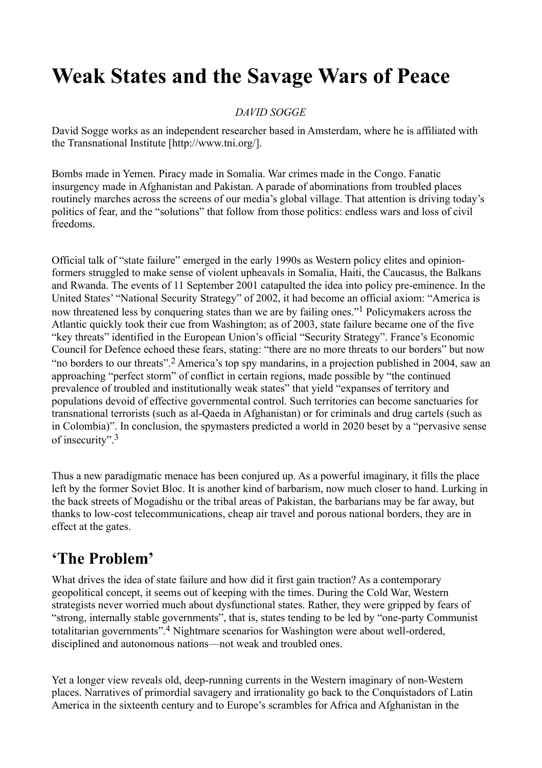# Weak States and the Savage Wars of Peace

*DAVID SOGGE*

David Sogge works as an independent researcher based in Amsterdam, where he is affiliated with the Transnational Institute [http://www.tni.org/].

Bombs made in Yemen. Piracy made in Somalia. War crimes made in the Congo. Fanatic insurgency made in Afghanistan and Pakistan. A parade of abominations from troubled places routinely marches across the screens of our media's global village. That attention is driving today's politics of fear, and the "solutions" that follow from those politics: endless wars and loss of civil freedoms.

Official talk of "state failure" emerged in the early 1990s as Western policy elites and opinion-formers struggled to make sense of violent upheavals in Somalia, Haiti, the Caucasus, the Balkans and Rwanda. The events of 11 September 2001 catapulted the idea into policy pre-eminence. In the United States' "National Security Strategy" of 2002, it had become an official axiom: "America is now threatened less by conquering states than we are by failing ones."[1] Policymakers across the Atlantic quickly took their cue from Washington; as of 2003, state failure became one of the five "key threats" identified in the European Union's official "Security Strategy". France's Economic Council for Defence echoed these fears, stating: "there are no more threats to our borders" but now "no borders to our threats".[2] America's top spy mandarins, in a projection published in 2004, saw an approaching "perfect storm" of conflict in certain regions, made possible by "the continued prevalence of troubled and institutionally weak states" that yield "expanses of territory and populations devoid of effective governmental control. Such territories can become sanctuaries for transnational terrorists (such as al-Qaeda in Afghanistan) or for criminals and drug cartels (such as in Colombia)". In conclusion, the spymasters predicted a world in 2020 beset by a "pervasive sense of insecurity".[3]

Thus a new paradigmatic menace has been conjured up. As a powerful imaginary, it fills the place left by the former Soviet Bloc. It is another kind of barbarism, now much closer to hand. Lurking in the back streets of Mogadishu or the tribal areas of Pakistan, the barbarians may be far away, but thanks to low-cost telecommunications, cheap air travel and porous national borders, they are in effect at the gates.

## 'The Problem'

What drives the idea of state failure and how did it first gain traction? As a contemporary geopolitical concept, it seems out of keeping with the times. During the Cold War, Western strategists never worried much about dysfunctional states. Rather, they were gripped by fears of "strong, internally stable governments", that is, states tending to be led by "one-party Communist totalitarian governments".[4] Nightmare scenarios for Washington were about well-ordered, disciplined and autonomous nations—not weak and troubled ones.

Yet a longer view reveals old, deep-running currents in the Western imaginary of non-Western places. Narratives of primordial savagery and irrationality go back to the Conquistadors of Latin America in the sixteenth century and to Europe's scrambles for Africa and Afghanistan in the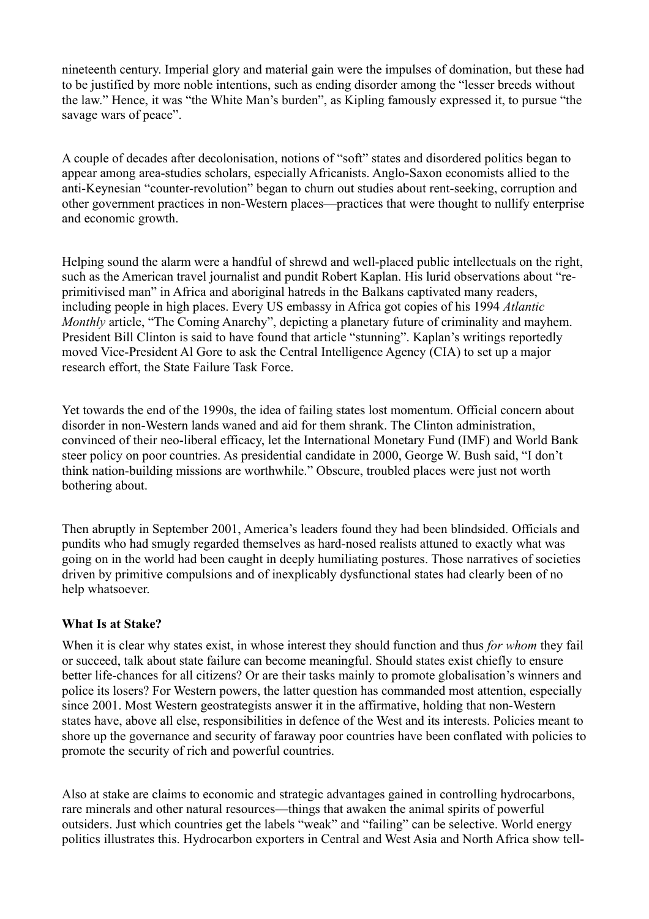nineteenth century. Imperial glory and material gain were the impulses of domination, but these had to be justified by more noble intentions, such as ending disorder among the "lesser breeds without the law." Hence, it was "the White Man's burden", as Kipling famously expressed it, to pursue "the savage wars of peace".

A couple of decades after decolonisation, notions of "soft" states and disordered politics began to appear among area-studies scholars, especially Africanists. Anglo-Saxon economists allied to the anti-Keynesian "counter-revolution" began to churn out studies about rent-seeking, corruption and other government practices in non-Western places—practices that were thought to nullify enterprise and economic growth.

Helping sound the alarm were a handful of shrewd and well-placed public intellectuals on the right, such as the American travel journalist and pundit Robert Kaplan. His lurid observations about "re-primitivised man" in Africa and aboriginal hatreds in the Balkans captivated many readers, including people in high places. Every US embassy in Africa got copies of his 1994 *Atlantic Monthly* article, "The Coming Anarchy", depicting a planetary future of criminality and mayhem. President Bill Clinton is said to have found that article "stunning". Kaplan's writings reportedly moved Vice-President Al Gore to ask the Central Intelligence Agency (CIA) to set up a major research effort, the State Failure Task Force.

Yet towards the end of the 1990s, the idea of failing states lost momentum. Official concern about disorder in non-Western lands waned and aid for them shrank. The Clinton administration, convinced of their neo-liberal efficacy, let the International Monetary Fund (IMF) and World Bank steer policy on poor countries. As presidential candidate in 2000, George W. Bush said, "I don't think nation-building missions are worthwhile." Obscure, troubled places were just not worth bothering about.

Then abruptly in September 2001, America's leaders found they had been blindsided. Officials and pundits who had smugly regarded themselves as hard-nosed realists attuned to exactly what was going on in the world had been caught in deeply humiliating postures. Those narratives of societies driven by primitive compulsions and of inexplicably dysfunctional states had clearly been of no help whatsoever.

**What Is at Stake?**

When it is clear why states exist, in whose interest they should function and thus *for whom* they fail or succeed, talk about state failure can become meaningful. Should states exist chiefly to ensure better life-chances for all citizens? Or are their tasks mainly to promote globalisation's winners and police its losers? For Western powers, the latter question has commanded most attention, especially since 2001. Most Western geostrategists answer it in the affirmative, holding that non-Western states have, above all else, responsibilities in defence of the West and its interests. Policies meant to shore up the governance and security of faraway poor countries have been conflated with policies to promote the security of rich and powerful countries.

Also at stake are claims to economic and strategic advantages gained in controlling hydrocarbons, rare minerals and other natural resources—things that awaken the animal spirits of powerful outsiders. Just which countries get the labels "weak" and "failing" can be selective. World energy politics illustrates this. Hydrocarbon exporters in Central and West Asia and North Africa show tell-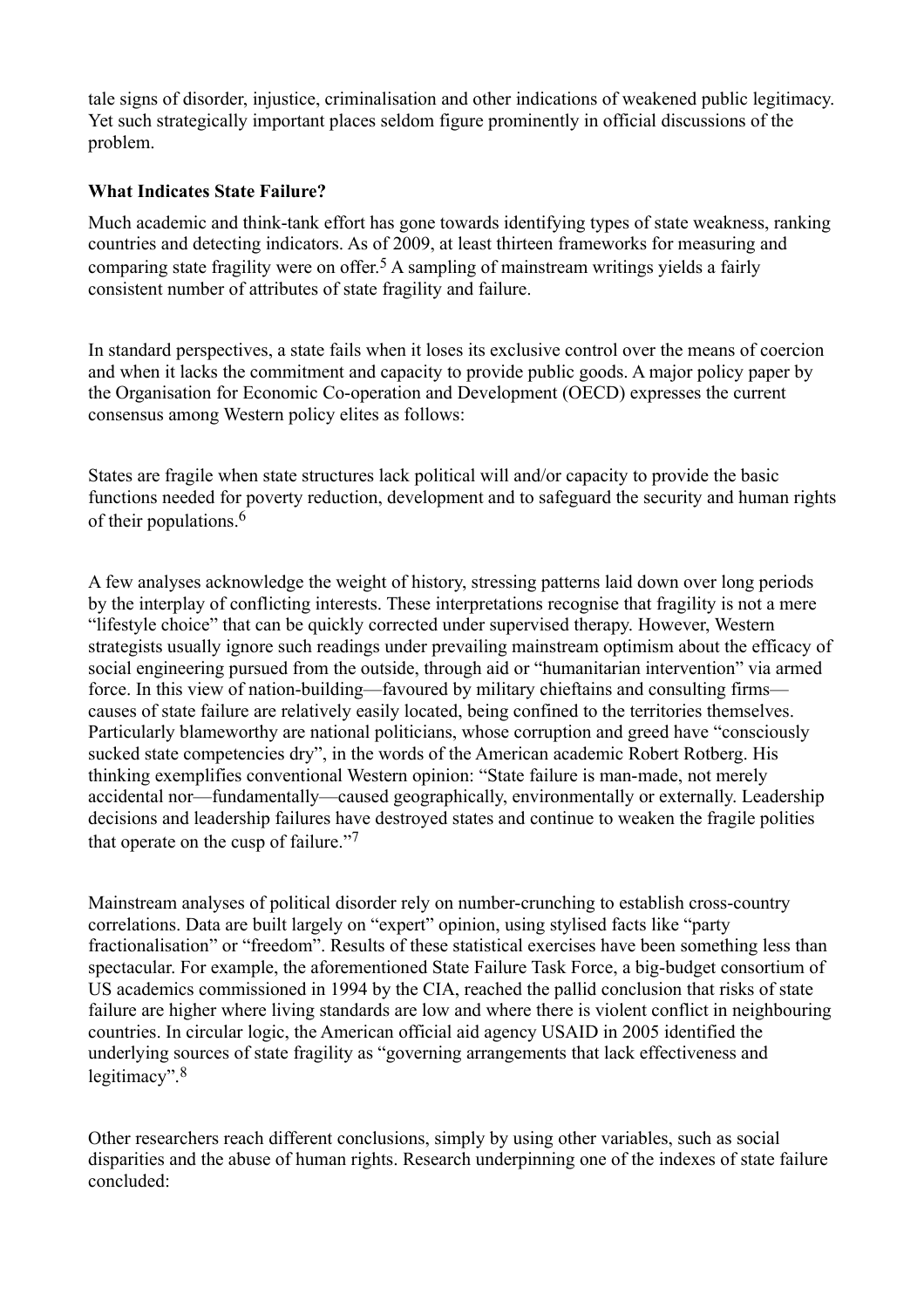tale signs of disorder, injustice, criminalisation and other indications of weakened public legitimacy. Yet such strategically important places seldom figure prominently in official discussions of the problem.

**What Indicates State Failure?**

Much academic and think-tank effort has gone towards identifying types of state weakness, ranking countries and detecting indicators. As of 2009, at least thirteen frameworks for measuring and comparing state fragility were on offer.[5] A sampling of mainstream writings yields a fairly consistent number of attributes of state fragility and failure.

In standard perspectives, a state fails when it loses its exclusive control over the means of coercion and when it lacks the commitment and capacity to provide public goods. A major policy paper by the Organisation for Economic Co-operation and Development (OECD) expresses the current consensus among Western policy elites as follows:

States are fragile when state structures lack political will and/or capacity to provide the basic functions needed for poverty reduction, development and to safeguard the security and human rights of their populations.[6]

A few analyses acknowledge the weight of history, stressing patterns laid down over long periods by the interplay of conflicting interests. These interpretations recognise that fragility is not a mere "lifestyle choice" that can be quickly corrected under supervised therapy. However, Western strategists usually ignore such readings under prevailing mainstream optimism about the efficacy of social engineering pursued from the outside, through aid or "humanitarian intervention" via armed force. In this view of nation-building—favoured by military chieftains and consulting firms—causes of state failure are relatively easily located, being confined to the territories themselves. Particularly blameworthy are national politicians, whose corruption and greed have "consciously sucked state competencies dry", in the words of the American academic Robert Rotberg. His thinking exemplifies conventional Western opinion: "State failure is man-made, not merely accidental nor—fundamentally—caused geographically, environmentally or externally. Leadership decisions and leadership failures have destroyed states and continue to weaken the fragile polities that operate on the cusp of failure."[7]

Mainstream analyses of political disorder rely on number-crunching to establish cross-country correlations. Data are built largely on "expert" opinion, using stylised facts like "party fractionalisation" or "freedom". Results of these statistical exercises have been something less than spectacular. For example, the aforementioned State Failure Task Force, a big-budget consortium of US academics commissioned in 1994 by the CIA, reached the pallid conclusion that risks of state failure are higher where living standards are low and where there is violent conflict in neighbouring countries. In circular logic, the American official aid agency USAID in 2005 identified the underlying sources of state fragility as "governing arrangements that lack effectiveness and legitimacy".[8]

Other researchers reach different conclusions, simply by using other variables, such as social disparities and the abuse of human rights. Research underpinning one of the indexes of state failure concluded: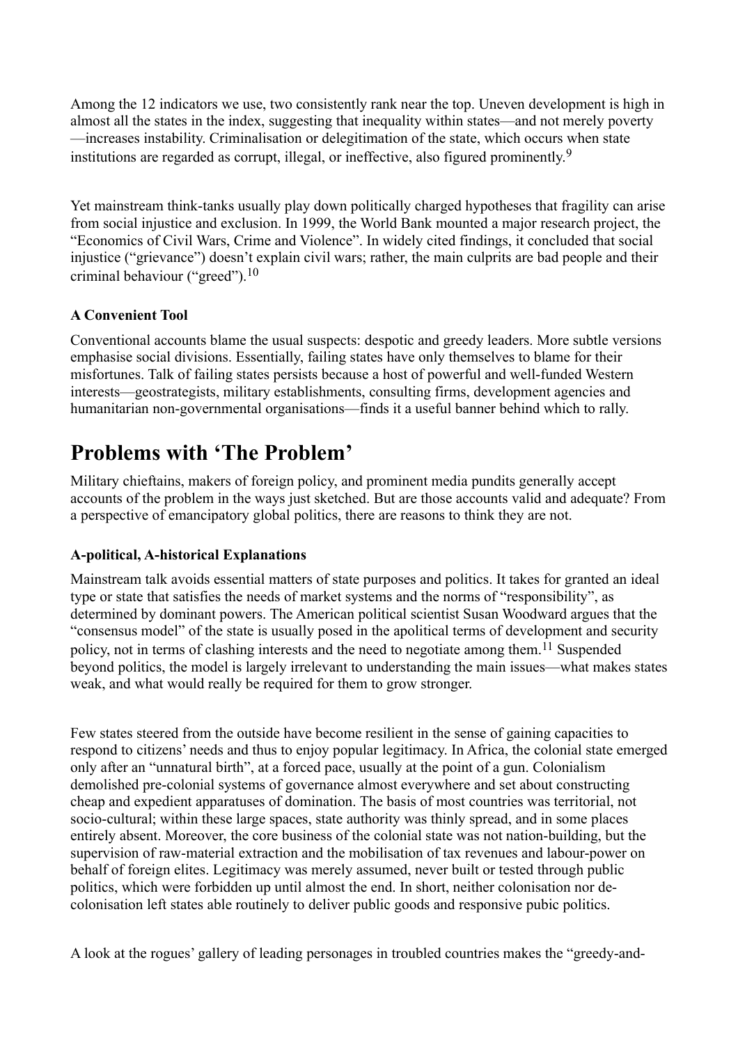Among the 12 indicators we use, two consistently rank near the top. Uneven development is high in almost all the states in the index, suggesting that inequality within states—and not merely poverty—increases instability. Criminalisation or delegitimation of the state, which occurs when state institutions are regarded as corrupt, illegal, or ineffective, also figured prominently.[9]

Yet mainstream think-tanks usually play down politically charged hypotheses that fragility can arise from social injustice and exclusion. In 1999, the World Bank mounted a major research project, the "Economics of Civil Wars, Crime and Violence". In widely cited findings, it concluded that social injustice ("grievance") doesn't explain civil wars; rather, the main culprits are bad people and their criminal behaviour ("greed").[10]

### A Convenient Tool

Conventional accounts blame the usual suspects: despotic and greedy leaders. More subtle versions emphasise social divisions. Essentially, failing states have only themselves to blame for their misfortunes. Talk of failing states persists because a host of powerful and well-funded Western interests—geostrategists, military establishments, consulting firms, development agencies and humanitarian non-governmental organisations—finds it a useful banner behind which to rally.

## Problems with 'The Problem'

Military chieftains, makers of foreign policy, and prominent media pundits generally accept accounts of the problem in the ways just sketched. But are those accounts valid and adequate? From a perspective of emancipatory global politics, there are reasons to think they are not.

### A-political, A-historical Explanations

Mainstream talk avoids essential matters of state purposes and politics. It takes for granted an ideal type or state that satisfies the needs of market systems and the norms of "responsibility", as determined by dominant powers. The American political scientist Susan Woodward argues that the "consensus model" of the state is usually posed in the apolitical terms of development and security policy, not in terms of clashing interests and the need to negotiate among them.[11] Suspended beyond politics, the model is largely irrelevant to understanding the main issues—what makes states weak, and what would really be required for them to grow stronger.

Few states steered from the outside have become resilient in the sense of gaining capacities to respond to citizens' needs and thus to enjoy popular legitimacy. In Africa, the colonial state emerged only after an "unnatural birth", at a forced pace, usually at the point of a gun. Colonialism demolished pre-colonial systems of governance almost everywhere and set about constructing cheap and expedient apparatuses of domination. The basis of most countries was territorial, not socio-cultural; within these large spaces, state authority was thinly spread, and in some places entirely absent. Moreover, the core business of the colonial state was not nation-building, but the supervision of raw-material extraction and the mobilisation of tax revenues and labour-power on behalf of foreign elites. Legitimacy was merely assumed, never built or tested through public politics, which were forbidden up until almost the end. In short, neither colonisation nor de-colonisation left states able routinely to deliver public goods and responsive pubic politics.

A look at the rogues' gallery of leading personages in troubled countries makes the "greedy-and-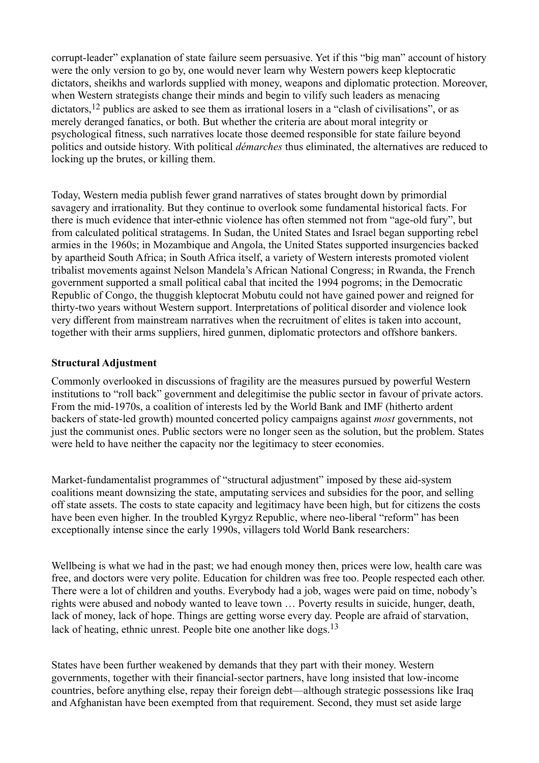corrupt-leader" explanation of state failure seem persuasive. Yet if this "big man" account of history were the only version to go by, one would never learn why Western powers keep kleptocratic dictators, sheikhs and warlords supplied with money, weapons and diplomatic protection. Moreover, when Western strategists change their minds and begin to vilify such leaders as menacing dictators,[12] publics are asked to see them as irrational losers in a "clash of civilisations", or as merely deranged fanatics, or both. But whether the criteria are about moral integrity or psychological fitness, such narratives locate those deemed responsible for state failure beyond politics and outside history. With political *démarches* thus eliminated, the alternatives are reduced to locking up the brutes, or killing them.

Today, Western media publish fewer grand narratives of states brought down by primordial savagery and irrationality. But they continue to overlook some fundamental historical facts. For there is much evidence that inter-ethnic violence has often stemmed not from "age-old fury", but from calculated political stratagems. In Sudan, the United States and Israel began supporting rebel armies in the 1960s; in Mozambique and Angola, the United States supported insurgencies backed by apartheid South Africa; in South Africa itself, a variety of Western interests promoted violent tribalist movements against Nelson Mandela's African National Congress; in Rwanda, the French government supported a small political cabal that incited the 1994 pogroms; in the Democratic Republic of Congo, the thuggish kleptocrat Mobutu could not have gained power and reigned for thirty-two years without Western support. Interpretations of political disorder and violence look very different from mainstream narratives when the recruitment of elites is taken into account, together with their arms suppliers, hired gunmen, diplomatic protectors and offshore bankers.

**Structural Adjustment**

Commonly overlooked in discussions of fragility are the measures pursued by powerful Western institutions to "roll back" government and delegitimise the public sector in favour of private actors. From the mid-1970s, a coalition of interests led by the World Bank and IMF (hitherto ardent backers of state-led growth) mounted concerted policy campaigns against *most* governments, not just the communist ones. Public sectors were no longer seen as the solution, but the problem. States were held to have neither the capacity nor the legitimacy to steer economies.

Market-fundamentalist programmes of "structural adjustment" imposed by these aid-system coalitions meant downsizing the state, amputating services and subsidies for the poor, and selling off state assets. The costs to state capacity and legitimacy have been high, but for citizens the costs have been even higher. In the troubled Kyrgyz Republic, where neo-liberal "reform" has been exceptionally intense since the early 1990s, villagers told World Bank researchers:

Wellbeing is what we had in the past; we had enough money then, prices were low, health care was free, and doctors were very polite. Education for children was free too. People respected each other. There were a lot of children and youths. Everybody had a job, wages were paid on time, nobody's rights were abused and nobody wanted to leave town … Poverty results in suicide, hunger, death, lack of money, lack of hope. Things are getting worse every day. People are afraid of starvation, lack of heating, ethnic unrest. People bite one another like dogs.[13]

States have been further weakened by demands that they part with their money. Western governments, together with their financial-sector partners, have long insisted that low-income countries, before anything else, repay their foreign debt—although strategic possessions like Iraq and Afghanistan have been exempted from that requirement. Second, they must set aside large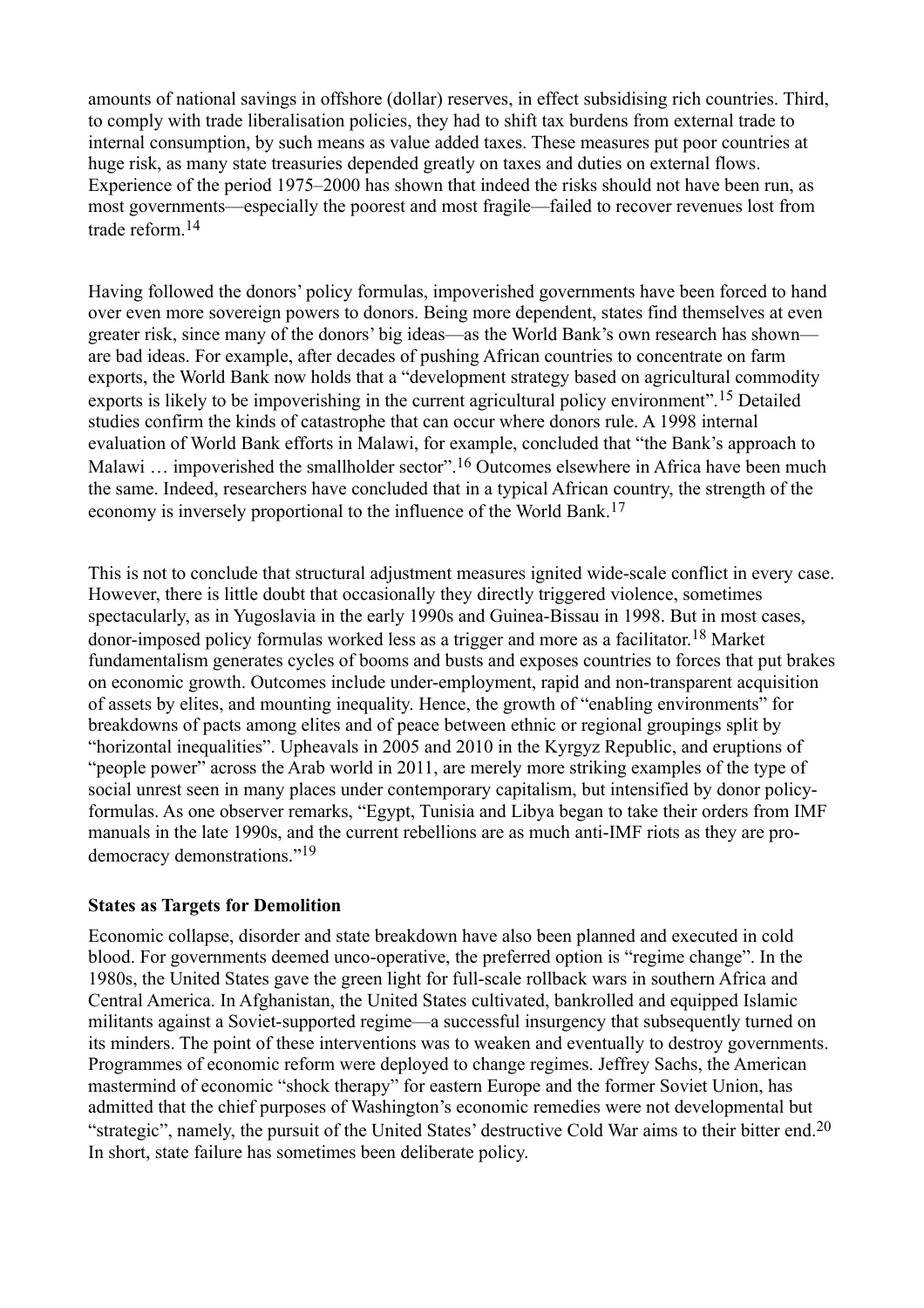amounts of national savings in offshore (dollar) reserves, in effect subsidising rich countries. Third, to comply with trade liberalisation policies, they had to shift tax burdens from external trade to internal consumption, by such means as value added taxes. These measures put poor countries at huge risk, as many state treasuries depended greatly on taxes and duties on external flows. Experience of the period 1975–2000 has shown that indeed the risks should not have been run, as most governments—especially the poorest and most fragile—failed to recover revenues lost from trade reform.[14]

Having followed the donors' policy formulas, impoverished governments have been forced to hand over even more sovereign powers to donors. Being more dependent, states find themselves at even greater risk, since many of the donors' big ideas—as the World Bank's own research has shown—are bad ideas. For example, after decades of pushing African countries to concentrate on farm exports, the World Bank now holds that a "development strategy based on agricultural commodity exports is likely to be impoverishing in the current agricultural policy environment".[15] Detailed studies confirm the kinds of catastrophe that can occur where donors rule. A 1998 internal evaluation of World Bank efforts in Malawi, for example, concluded that "the Bank's approach to Malawi … impoverished the smallholder sector".[16] Outcomes elsewhere in Africa have been much the same. Indeed, researchers have concluded that in a typical African country, the strength of the economy is inversely proportional to the influence of the World Bank.[17]

This is not to conclude that structural adjustment measures ignited wide-scale conflict in every case. However, there is little doubt that occasionally they directly triggered violence, sometimes spectacularly, as in Yugoslavia in the early 1990s and Guinea-Bissau in 1998. But in most cases, donor-imposed policy formulas worked less as a trigger and more as a facilitator.[18] Market fundamentalism generates cycles of booms and busts and exposes countries to forces that put brakes on economic growth. Outcomes include under-employment, rapid and non-transparent acquisition of assets by elites, and mounting inequality. Hence, the growth of "enabling environments" for breakdowns of pacts among elites and of peace between ethnic or regional groupings split by "horizontal inequalities". Upheavals in 2005 and 2010 in the Kyrgyz Republic, and eruptions of "people power" across the Arab world in 2011, are merely more striking examples of the type of social unrest seen in many places under contemporary capitalism, but intensified by donor policy-formulas. As one observer remarks, "Egypt, Tunisia and Libya began to take their orders from IMF manuals in the late 1990s, and the current rebellions are as much anti-IMF riots as they are pro-democracy demonstrations."[19]

**States as Targets for Demolition**

Economic collapse, disorder and state breakdown have also been planned and executed in cold blood. For governments deemed unco-operative, the preferred option is "regime change". In the 1980s, the United States gave the green light for full-scale rollback wars in southern Africa and Central America. In Afghanistan, the United States cultivated, bankrolled and equipped Islamic militants against a Soviet-supported regime—a successful insurgency that subsequently turned on its minders. The point of these interventions was to weaken and eventually to destroy governments. Programmes of economic reform were deployed to change regimes. Jeffrey Sachs, the American mastermind of economic "shock therapy" for eastern Europe and the former Soviet Union, has admitted that the chief purposes of Washington's economic remedies were not developmental but "strategic", namely, the pursuit of the United States' destructive Cold War aims to their bitter end.[20] In short, state failure has sometimes been deliberate policy.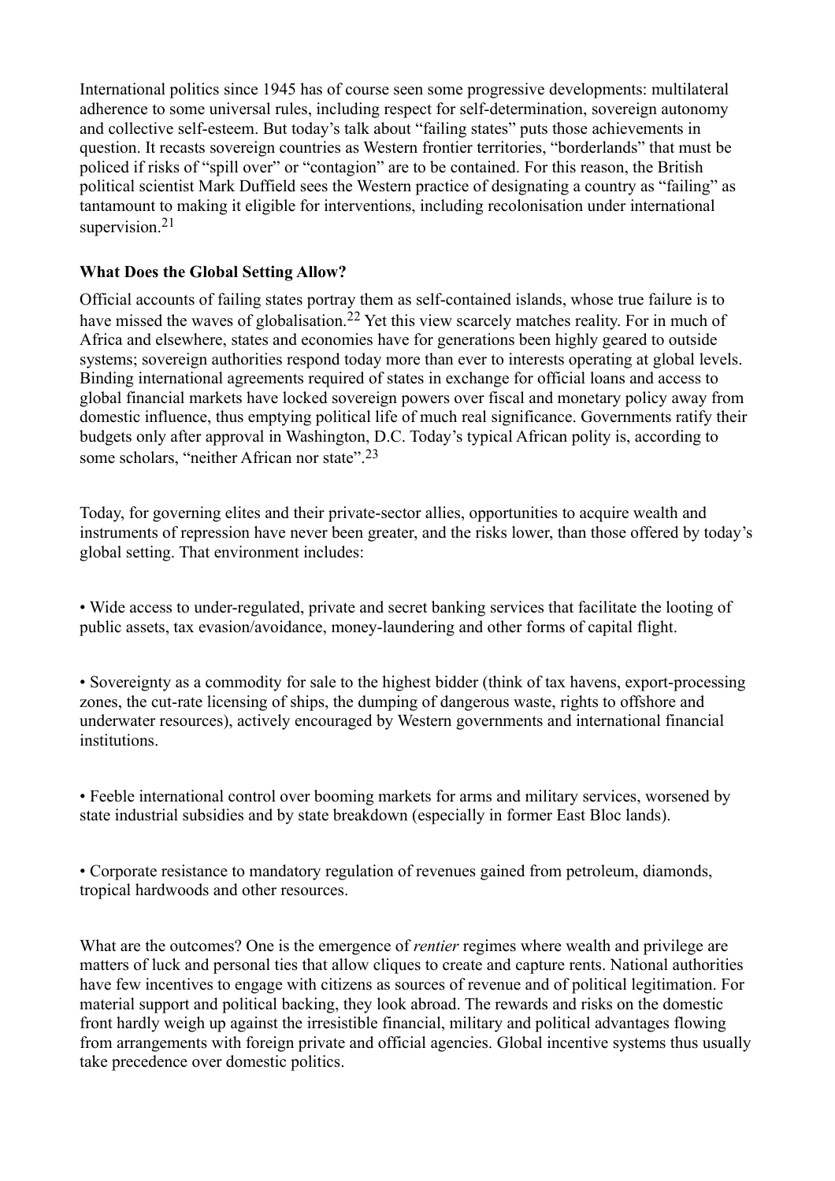International politics since 1945 has of course seen some progressive developments: multilateral adherence to some universal rules, including respect for self-determination, sovereign autonomy and collective self-esteem. But today's talk about "failing states" puts those achievements in question. It recasts sovereign countries as Western frontier territories, "borderlands" that must be policed if risks of "spill over" or "contagion" are to be contained. For this reason, the British political scientist Mark Duffield sees the Western practice of designating a country as "failing" as tantamount to making it eligible for interventions, including recolonisation under international supervision.[21]

### What Does the Global Setting Allow?

Official accounts of failing states portray them as self-contained islands, whose true failure is to have missed the waves of globalisation.[22] Yet this view scarcely matches reality. For in much of Africa and elsewhere, states and economies have for generations been highly geared to outside systems; sovereign authorities respond today more than ever to interests operating at global levels. Binding international agreements required of states in exchange for official loans and access to global financial markets have locked sovereign powers over fiscal and monetary policy away from domestic influence, thus emptying political life of much real significance. Governments ratify their budgets only after approval in Washington, D.C. Today's typical African polity is, according to some scholars, "neither African nor state".[23]

Today, for governing elites and their private-sector allies, opportunities to acquire wealth and instruments of repression have never been greater, and the risks lower, than those offered by today's global setting. That environment includes:

- Wide access to under-regulated, private and secret banking services that facilitate the looting of public assets, tax evasion/avoidance, money-laundering and other forms of capital flight.

- Sovereignty as a commodity for sale to the highest bidder (think of tax havens, export-processing zones, the cut-rate licensing of ships, the dumping of dangerous waste, rights to offshore and underwater resources), actively encouraged by Western governments and international financial institutions.

- Feeble international control over booming markets for arms and military services, worsened by state industrial subsidies and by state breakdown (especially in former East Bloc lands).

- Corporate resistance to mandatory regulation of revenues gained from petroleum, diamonds, tropical hardwoods and other resources.

What are the outcomes? One is the emergence of *rentier* regimes where wealth and privilege are matters of luck and personal ties that allow cliques to create and capture rents. National authorities have few incentives to engage with citizens as sources of revenue and of political legitimation. For material support and political backing, they look abroad. The rewards and risks on the domestic front hardly weigh up against the irresistible financial, military and political advantages flowing from arrangements with foreign private and official agencies. Global incentive systems thus usually take precedence over domestic politics.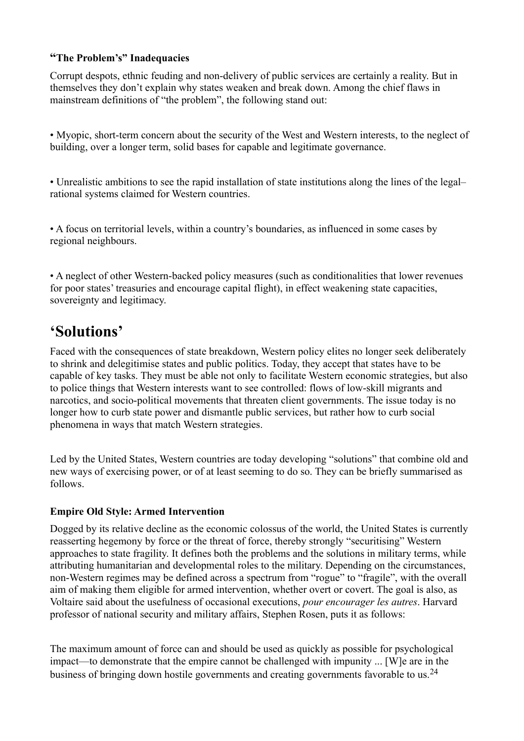### "The Problem's" Inadequacies

Corrupt despots, ethnic feuding and non-delivery of public services are certainly a reality. But in themselves they don't explain why states weaken and break down. Among the chief flaws in mainstream definitions of "the problem", the following stand out:

- Myopic, short-term concern about the security of the West and Western interests, to the neglect of building, over a longer term, solid bases for capable and legitimate governance.

- Unrealistic ambitions to see the rapid installation of state institutions along the lines of the legal–rational systems claimed for Western countries.

- A focus on territorial levels, within a country's boundaries, as influenced in some cases by regional neighbours.

- A neglect of other Western-backed policy measures (such as conditionalities that lower revenues for poor states' treasuries and encourage capital flight), in effect weakening state capacities, sovereignty and legitimacy.

## 'Solutions'

Faced with the consequences of state breakdown, Western policy elites no longer seek deliberately to shrink and delegitimise states and public politics. Today, they accept that states have to be capable of key tasks. They must be able not only to facilitate Western economic strategies, but also to police things that Western interests want to see controlled: flows of low-skill migrants and narcotics, and socio-political movements that threaten client governments. The issue today is no longer how to curb state power and dismantle public services, but rather how to curb social phenomena in ways that match Western strategies.

Led by the United States, Western countries are today developing "solutions" that combine old and new ways of exercising power, or of at least seeming to do so. They can be briefly summarised as follows.

### Empire Old Style: Armed Intervention

Dogged by its relative decline as the economic colossus of the world, the United States is currently reasserting hegemony by force or the threat of force, thereby strongly "securitising" Western approaches to state fragility. It defines both the problems and the solutions in military terms, while attributing humanitarian and developmental roles to the military. Depending on the circumstances, non-Western regimes may be defined across a spectrum from "rogue" to "fragile", with the overall aim of making them eligible for armed intervention, whether overt or covert. The goal is also, as Voltaire said about the usefulness of occasional executions, *pour encourager les autres*. Harvard professor of national security and military affairs, Stephen Rosen, puts it as follows:

The maximum amount of force can and should be used as quickly as possible for psychological impact—to demonstrate that the empire cannot be challenged with impunity ... [W]e are in the business of bringing down hostile governments and creating governments favorable to us.[24]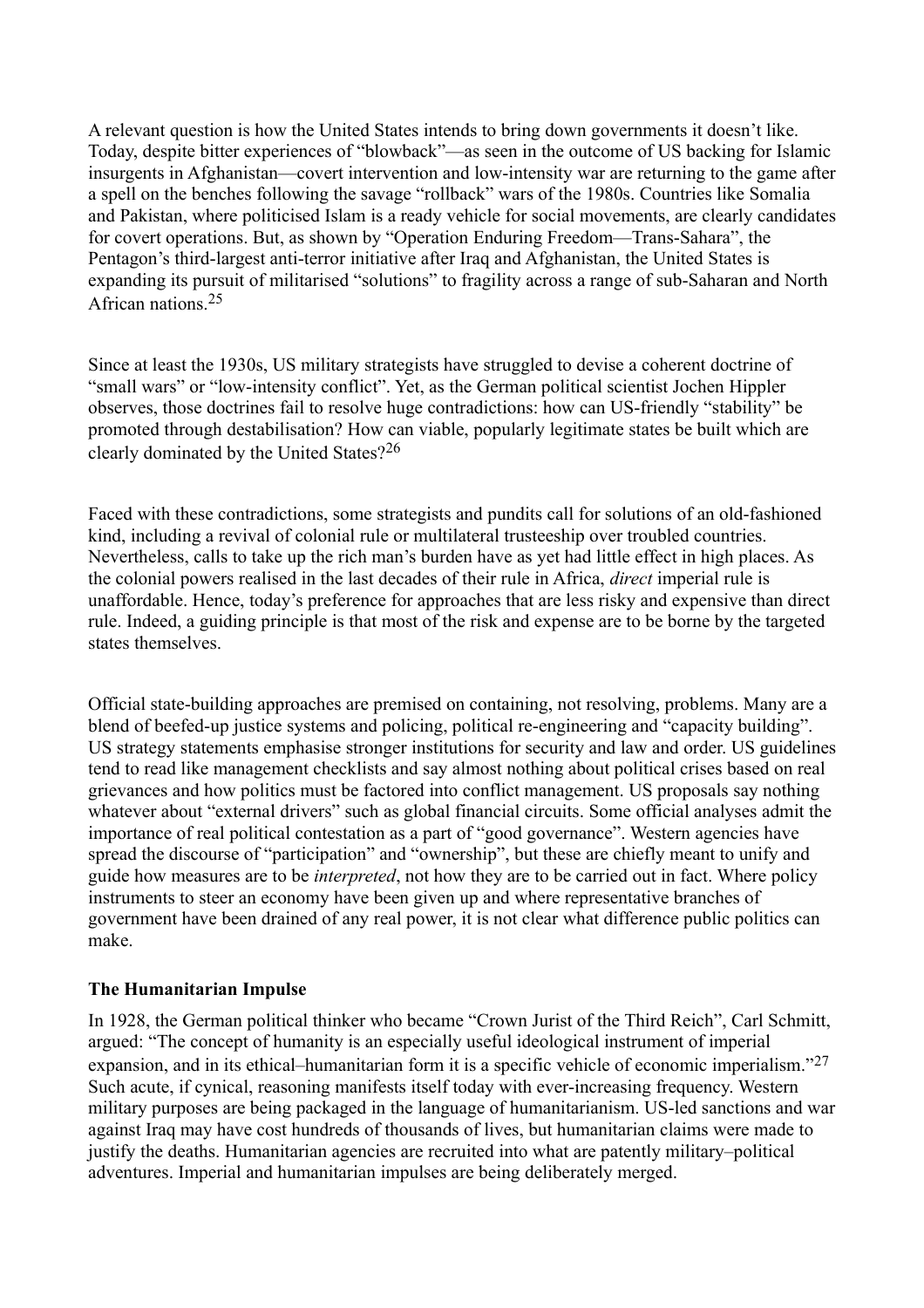A relevant question is how the United States intends to bring down governments it doesn't like. Today, despite bitter experiences of "blowback"—as seen in the outcome of US backing for Islamic insurgents in Afghanistan—covert intervention and low-intensity war are returning to the game after a spell on the benches following the savage "rollback" wars of the 1980s. Countries like Somalia and Pakistan, where politicised Islam is a ready vehicle for social movements, are clearly candidates for covert operations. But, as shown by "Operation Enduring Freedom—Trans-Sahara", the Pentagon's third-largest anti-terror initiative after Iraq and Afghanistan, the United States is expanding its pursuit of militarised "solutions" to fragility across a range of sub-Saharan and North African nations.[25]

Since at least the 1930s, US military strategists have struggled to devise a coherent doctrine of "small wars" or "low-intensity conflict". Yet, as the German political scientist Jochen Hippler observes, those doctrines fail to resolve huge contradictions: how can US-friendly "stability" be promoted through destabilisation? How can viable, popularly legitimate states be built which are clearly dominated by the United States?[26]

Faced with these contradictions, some strategists and pundits call for solutions of an old-fashioned kind, including a revival of colonial rule or multilateral trusteeship over troubled countries. Nevertheless, calls to take up the rich man's burden have as yet had little effect in high places. As the colonial powers realised in the last decades of their rule in Africa, *direct* imperial rule is unaffordable. Hence, today's preference for approaches that are less risky and expensive than direct rule. Indeed, a guiding principle is that most of the risk and expense are to be borne by the targeted states themselves.

Official state-building approaches are premised on containing, not resolving, problems. Many are a blend of beefed-up justice systems and policing, political re-engineering and "capacity building". US strategy statements emphasise stronger institutions for security and law and order. US guidelines tend to read like management checklists and say almost nothing about political crises based on real grievances and how politics must be factored into conflict management. US proposals say nothing whatever about "external drivers" such as global financial circuits. Some official analyses admit the importance of real political contestation as a part of "good governance". Western agencies have spread the discourse of "participation" and "ownership", but these are chiefly meant to unify and guide how measures are to be *interpreted*, not how they are to be carried out in fact. Where policy instruments to steer an economy have been given up and where representative branches of government have been drained of any real power, it is not clear what difference public politics can make.

**The Humanitarian Impulse**

In 1928, the German political thinker who became "Crown Jurist of the Third Reich", Carl Schmitt, argued: "The concept of humanity is an especially useful ideological instrument of imperial expansion, and in its ethical–humanitarian form it is a specific vehicle of economic imperialism."[27] Such acute, if cynical, reasoning manifests itself today with ever-increasing frequency. Western military purposes are being packaged in the language of humanitarianism. US-led sanctions and war against Iraq may have cost hundreds of thousands of lives, but humanitarian claims were made to justify the deaths. Humanitarian agencies are recruited into what are patently military–political adventures. Imperial and humanitarian impulses are being deliberately merged.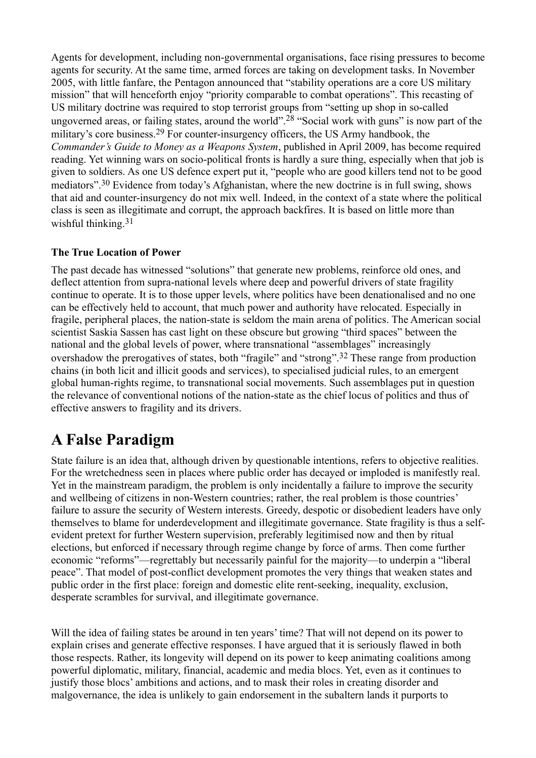Agents for development, including non-governmental organisations, face rising pressures to become agents for security. At the same time, armed forces are taking on development tasks. In November 2005, with little fanfare, the Pentagon announced that "stability operations are a core US military mission" that will henceforth enjoy "priority comparable to combat operations". This recasting of US military doctrine was required to stop terrorist groups from "setting up shop in so-called ungoverned areas, or failing states, around the world".[28] "Social work with guns" is now part of the military's core business.[29] For counter-insurgency officers, the US Army handbook, the *Commander's Guide to Money as a Weapons System*, published in April 2009, has become required reading. Yet winning wars on socio-political fronts is hardly a sure thing, especially when that job is given to soldiers. As one US defence expert put it, "people who are good killers tend not to be good mediators".[30] Evidence from today's Afghanistan, where the new doctrine is in full swing, shows that aid and counter-insurgency do not mix well. Indeed, in the context of a state where the political class is seen as illegitimate and corrupt, the approach backfires. It is based on little more than wishful thinking.[31]

**The True Location of Power**

The past decade has witnessed "solutions" that generate new problems, reinforce old ones, and deflect attention from supra-national levels where deep and powerful drivers of state fragility continue to operate. It is to those upper levels, where politics have been denationalised and no one can be effectively held to account, that much power and authority have relocated. Especially in fragile, peripheral places, the nation-state is seldom the main arena of politics. The American social scientist Saskia Sassen has cast light on these obscure but growing "third spaces" between the national and the global levels of power, where transnational "assemblages" increasingly overshadow the prerogatives of states, both "fragile" and "strong".[32] These range from production chains (in both licit and illicit goods and services), to specialised judicial rules, to an emergent global human-rights regime, to transnational social movements. Such assemblages put in question the relevance of conventional notions of the nation-state as the chief locus of politics and thus of effective answers to fragility and its drivers.

## A False Paradigm

State failure is an idea that, although driven by questionable intentions, refers to objective realities. For the wretchedness seen in places where public order has decayed or imploded is manifestly real. Yet in the mainstream paradigm, the problem is only incidentally a failure to improve the security and wellbeing of citizens in non-Western countries; rather, the real problem is those countries' failure to assure the security of Western interests. Greedy, despotic or disobedient leaders have only themselves to blame for underdevelopment and illegitimate governance. State fragility is thus a self-evident pretext for further Western supervision, preferably legitimised now and then by ritual elections, but enforced if necessary through regime change by force of arms. Then come further economic "reforms"—regrettably but necessarily painful for the majority—to underpin a "liberal peace". That model of post-conflict development promotes the very things that weaken states and public order in the first place: foreign and domestic elite rent-seeking, inequality, exclusion, desperate scrambles for survival, and illegitimate governance.

Will the idea of failing states be around in ten years' time? That will not depend on its power to explain crises and generate effective responses. I have argued that it is seriously flawed in both those respects. Rather, its longevity will depend on its power to keep animating coalitions among powerful diplomatic, military, financial, academic and media blocs. Yet, even as it continues to justify those blocs' ambitions and actions, and to mask their roles in creating disorder and malgovernance, the idea is unlikely to gain endorsement in the subaltern lands it purports to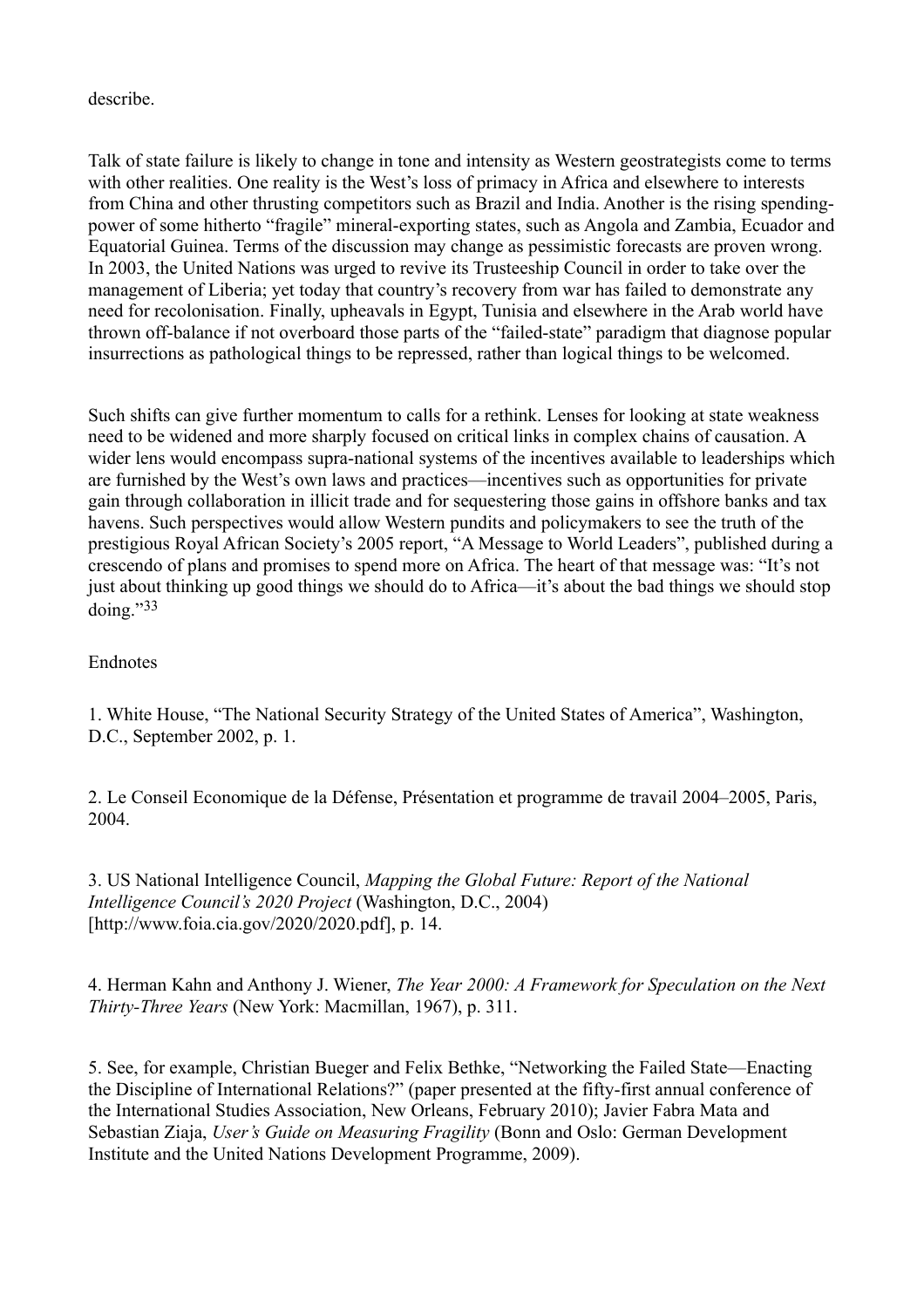describe.

Talk of state failure is likely to change in tone and intensity as Western geostrategists come to terms with other realities. One reality is the West's loss of primacy in Africa and elsewhere to interests from China and other thrusting competitors such as Brazil and India. Another is the rising spending-power of some hitherto "fragile" mineral-exporting states, such as Angola and Zambia, Ecuador and Equatorial Guinea. Terms of the discussion may change as pessimistic forecasts are proven wrong. In 2003, the United Nations was urged to revive its Trusteeship Council in order to take over the management of Liberia; yet today that country's recovery from war has failed to demonstrate any need for recolonisation. Finally, upheavals in Egypt, Tunisia and elsewhere in the Arab world have thrown off-balance if not overboard those parts of the "failed-state" paradigm that diagnose popular insurrections as pathological things to be repressed, rather than logical things to be welcomed.

Such shifts can give further momentum to calls for a rethink. Lenses for looking at state weakness need to be widened and more sharply focused on critical links in complex chains of causation. A wider lens would encompass supra-national systems of the incentives available to leaderships which are furnished by the West's own laws and practices—incentives such as opportunities for private gain through collaboration in illicit trade and for sequestering those gains in offshore banks and tax havens. Such perspectives would allow Western pundits and policymakers to see the truth of the prestigious Royal African Society's 2005 report, "A Message to World Leaders", published during a crescendo of plans and promises to spend more on Africa. The heart of that message was: "It's not just about thinking up good things we should do to Africa—it's about the bad things we should stop doing."[33]

Endnotes

1. White House, "The National Security Strategy of the United States of America", Washington, D.C., September 2002, p. 1.

2. Le Conseil Economique de la Défense, Présentation et programme de travail 2004–2005, Paris, 2004.

3. US National Intelligence Council, *Mapping the Global Future: Report of the National Intelligence Council's 2020 Project* (Washington, D.C., 2004) [http://www.foia.cia.gov/2020/2020.pdf], p. 14.

4. Herman Kahn and Anthony J. Wiener, *The Year 2000: A Framework for Speculation on the Next Thirty-Three Years* (New York: Macmillan, 1967), p. 311.

5. See, for example, Christian Bueger and Felix Bethke, "Networking the Failed State—Enacting the Discipline of International Relations?" (paper presented at the fifty-first annual conference of the International Studies Association, New Orleans, February 2010); Javier Fabra Mata and Sebastian Ziaja, *User's Guide on Measuring Fragility* (Bonn and Oslo: German Development Institute and the United Nations Development Programme, 2009).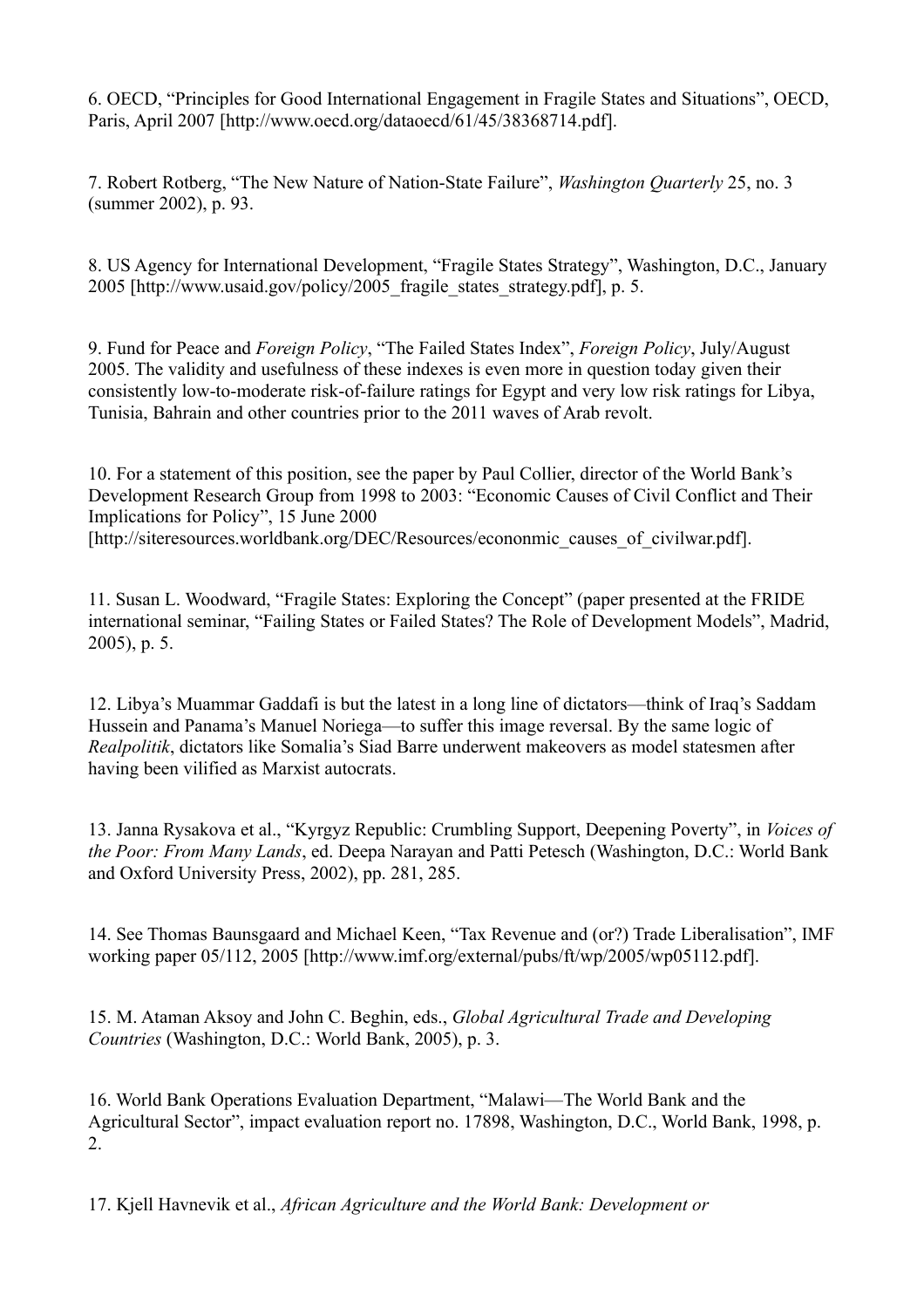6. OECD, “Principles for Good International Engagement in Fragile States and Situations”, OECD, Paris, April 2007 [http://www.oecd.org/dataoecd/61/45/38368714.pdf].

7. Robert Rotberg, “The New Nature of Nation-State Failure”, *Washington Quarterly* 25, no. 3 (summer 2002), p. 93.

8. US Agency for International Development, “Fragile States Strategy”, Washington, D.C., January 2005 [http://www.usaid.gov/policy/2005_fragile_states_strategy.pdf], p. 5.

9. Fund for Peace and *Foreign Policy*, “The Failed States Index”, *Foreign Policy*, July/August 2005. The validity and usefulness of these indexes is even more in question today given their consistently low-to-moderate risk-of-failure ratings for Egypt and very low risk ratings for Libya, Tunisia, Bahrain and other countries prior to the 2011 waves of Arab revolt.

10. For a statement of this position, see the paper by Paul Collier, director of the World Bank’s Development Research Group from 1998 to 2003: “Economic Causes of Civil Conflict and Their Implications for Policy”, 15 June 2000 [http://siteresources.worldbank.org/DEC/Resources/econonmic_causes_of_civilwar.pdf].

11. Susan L. Woodward, “Fragile States: Exploring the Concept” (paper presented at the FRIDE international seminar, “Failing States or Failed States? The Role of Development Models”, Madrid, 2005), p. 5.

12. Libya’s Muammar Gaddafi is but the latest in a long line of dictators—think of Iraq’s Saddam Hussein and Panama’s Manuel Noriega—to suffer this image reversal. By the same logic of *Realpolitik*, dictators like Somalia’s Siad Barre underwent makeovers as model statesmen after having been vilified as Marxist autocrats.

13. Janna Rysakova et al., “Kyrgyz Republic: Crumbling Support, Deepening Poverty”, in *Voices of the Poor: From Many Lands*, ed. Deepa Narayan and Patti Petesch (Washington, D.C.: World Bank and Oxford University Press, 2002), pp. 281, 285.

14. See Thomas Baunsgaard and Michael Keen, “Tax Revenue and (or?) Trade Liberalisation”, IMF working paper 05/112, 2005 [http://www.imf.org/external/pubs/ft/wp/2005/wp05112.pdf].

15. M. Ataman Aksoy and John C. Beghin, eds., *Global Agricultural Trade and Developing Countries* (Washington, D.C.: World Bank, 2005), p. 3.

16. World Bank Operations Evaluation Department, “Malawi—The World Bank and the Agricultural Sector”, impact evaluation report no. 17898, Washington, D.C., World Bank, 1998, p. 2.

17. Kjell Havnevik et al., *African Agriculture and the World Bank: Development or*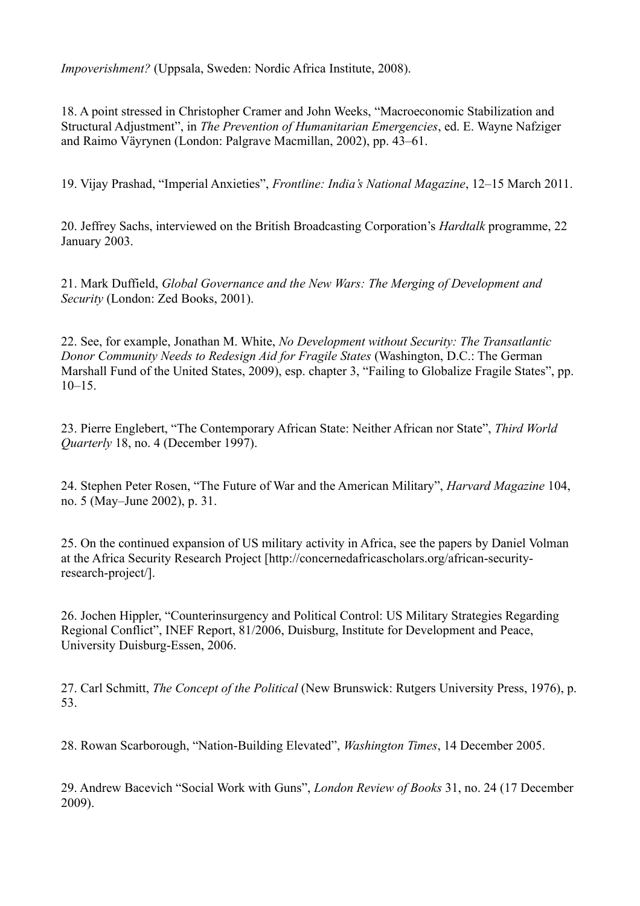*Impoverishment?* (Uppsala, Sweden: Nordic Africa Institute, 2008).

18. A point stressed in Christopher Cramer and John Weeks, "Macroeconomic Stabilization and Structural Adjustment", in *The Prevention of Humanitarian Emergencies*, ed. E. Wayne Nafziger and Raimo Väyrynen (London: Palgrave Macmillan, 2002), pp. 43–61.

19. Vijay Prashad, "Imperial Anxieties", *Frontline: India's National Magazine*, 12–15 March 2011.

20. Jeffrey Sachs, interviewed on the British Broadcasting Corporation's *Hardtalk* programme, 22 January 2003.

21. Mark Duffield, *Global Governance and the New Wars: The Merging of Development and Security* (London: Zed Books, 2001).

22. See, for example, Jonathan M. White, *No Development without Security: The Transatlantic Donor Community Needs to Redesign Aid for Fragile States* (Washington, D.C.: The German Marshall Fund of the United States, 2009), esp. chapter 3, "Failing to Globalize Fragile States", pp. 10–15.

23. Pierre Englebert, "The Contemporary African State: Neither African nor State", *Third World Quarterly* 18, no. 4 (December 1997).

24. Stephen Peter Rosen, "The Future of War and the American Military", *Harvard Magazine* 104, no. 5 (May–June 2002), p. 31.

25. On the continued expansion of US military activity in Africa, see the papers by Daniel Volman at the Africa Security Research Project [http://concernedafricascholars.org/african-security-research-project/].

26. Jochen Hippler, "Counterinsurgency and Political Control: US Military Strategies Regarding Regional Conflict", INEF Report, 81/2006, Duisburg, Institute for Development and Peace, University Duisburg-Essen, 2006.

27. Carl Schmitt, *The Concept of the Political* (New Brunswick: Rutgers University Press, 1976), p. 53.

28. Rowan Scarborough, "Nation-Building Elevated", *Washington Times*, 14 December 2005.

29. Andrew Bacevich "Social Work with Guns", *London Review of Books* 31, no. 24 (17 December 2009).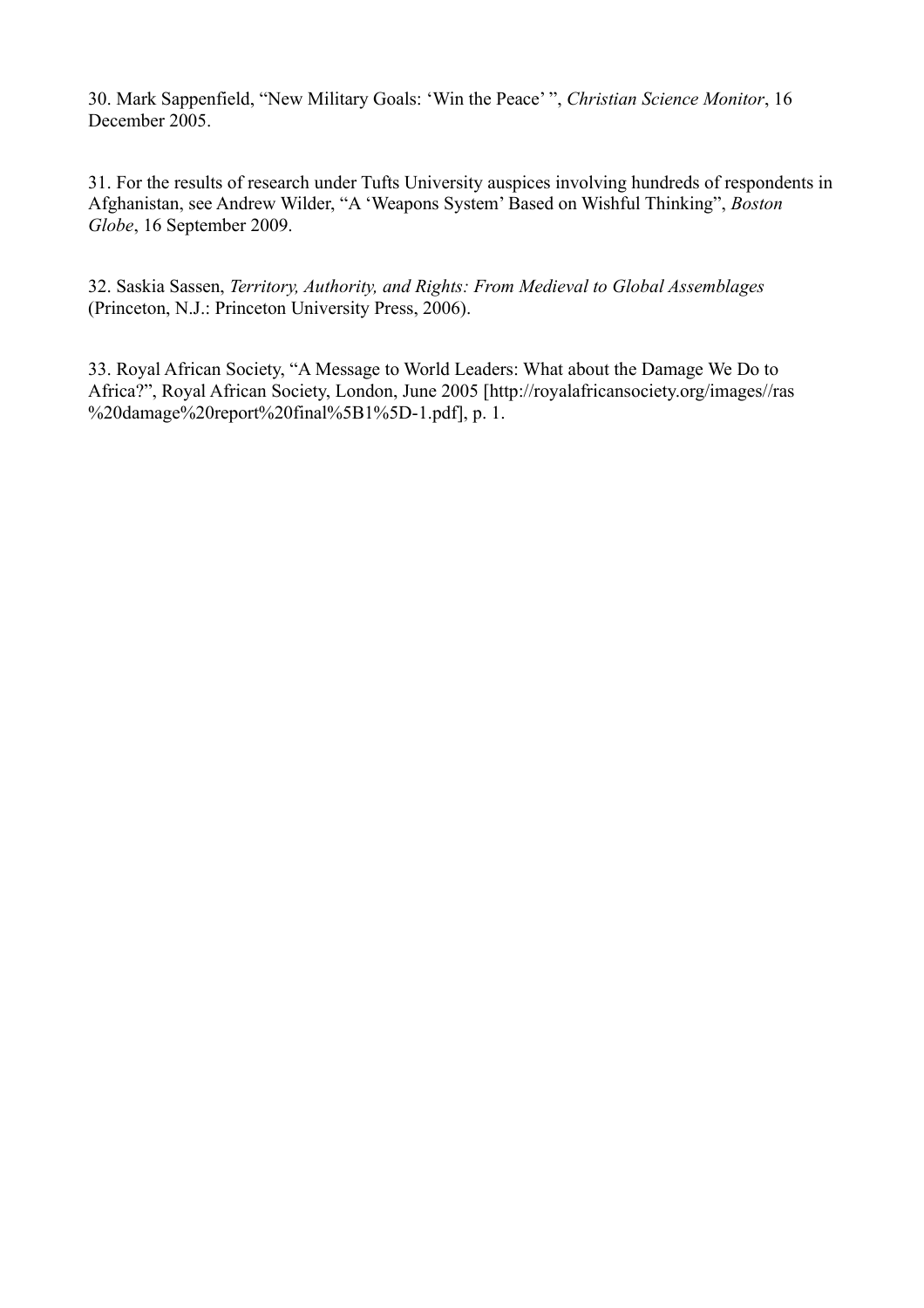30. Mark Sappenfield, “New Military Goals: ‘Win the Peace’ ”, *Christian Science Monitor*, 16 December 2005.

31. For the results of research under Tufts University auspices involving hundreds of respondents in Afghanistan, see Andrew Wilder, “A ‘Weapons System’ Based on Wishful Thinking”, *Boston Globe*, 16 September 2009.

32. Saskia Sassen, *Territory, Authority, and Rights: From Medieval to Global Assemblages* (Princeton, N.J.: Princeton University Press, 2006).

33. Royal African Society, “A Message to World Leaders: What about the Damage We Do to Africa?”, Royal African Society, London, June 2005 [http://royalafricansociety.org/images//ras%20damage%20report%20final%5B1%5D-1.pdf], p. 1.